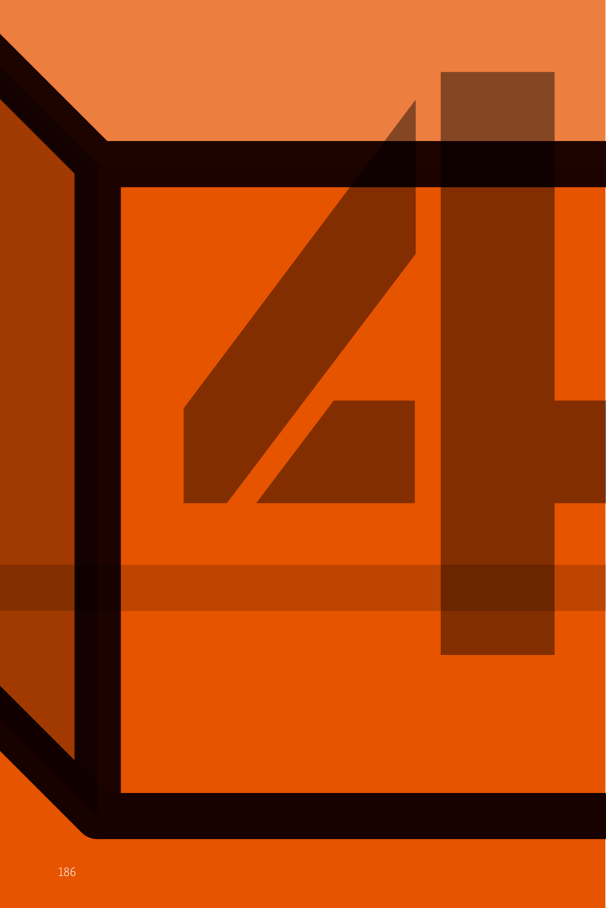# 4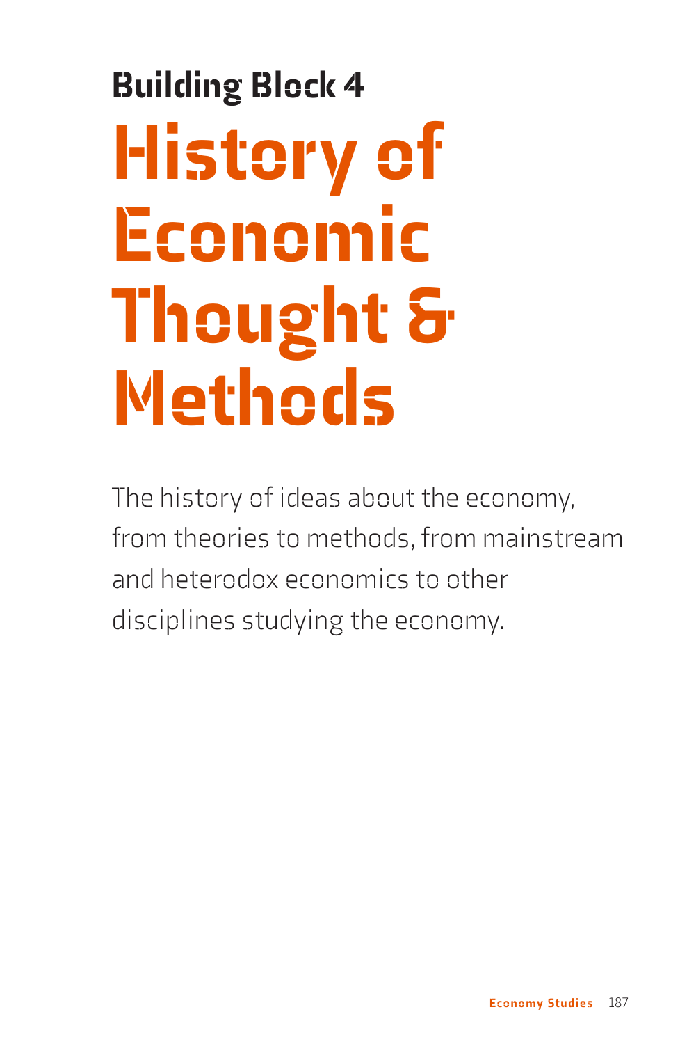## Building Block 4

# History of Economic Thought & Methods

The history of ideas about the economy, from theories to methods, from mainstream and heterodox economics to other disciplines studying the economy.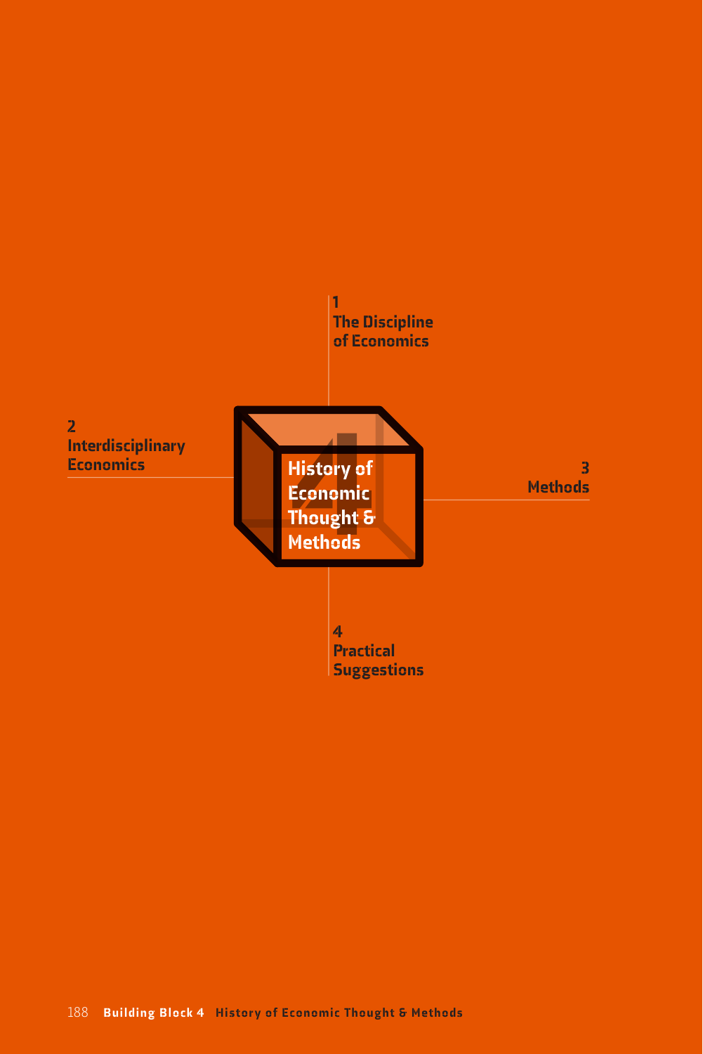# History of Economic Thought & Methods

1
The Discipline of Economics

2
Interdisciplinary Economics

3
Methods

4
Practical Suggestions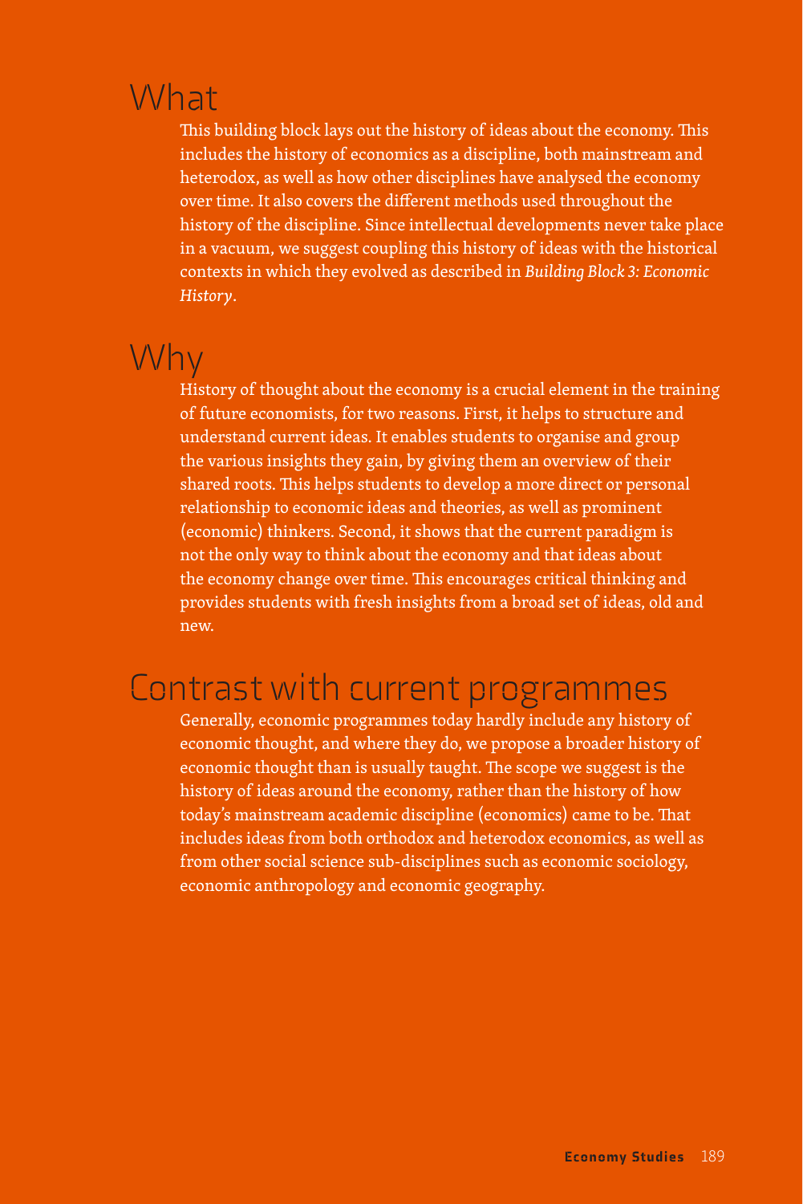## What

This building block lays out the history of ideas about the economy. This includes the history of economics as a discipline, both mainstream and heterodox, as well as how other disciplines have analysed the economy over time. It also covers the different methods used throughout the history of the discipline. Since intellectual developments never take place in a vacuum, we suggest coupling this history of ideas with the historical contexts in which they evolved as described in *Building Block 3: Economic History*.

## Why

History of thought about the economy is a crucial element in the training of future economists, for two reasons. First, it helps to structure and understand current ideas. It enables students to organise and group the various insights they gain, by giving them an overview of their shared roots. This helps students to develop a more direct or personal relationship to economic ideas and theories, as well as prominent (economic) thinkers. Second, it shows that the current paradigm is not the only way to think about the economy and that ideas about the economy change over time. This encourages critical thinking and provides students with fresh insights from a broad set of ideas, old and new.

## Contrast with current programmes

Generally, economic programmes today hardly include any history of economic thought, and where they do, we propose a broader history of economic thought than is usually taught. The scope we suggest is the history of ideas around the economy, rather than the history of how today's mainstream academic discipline (economics) came to be. That includes ideas from both orthodox and heterodox economics, as well as from other social science sub-disciplines such as economic sociology, economic anthropology and economic geography.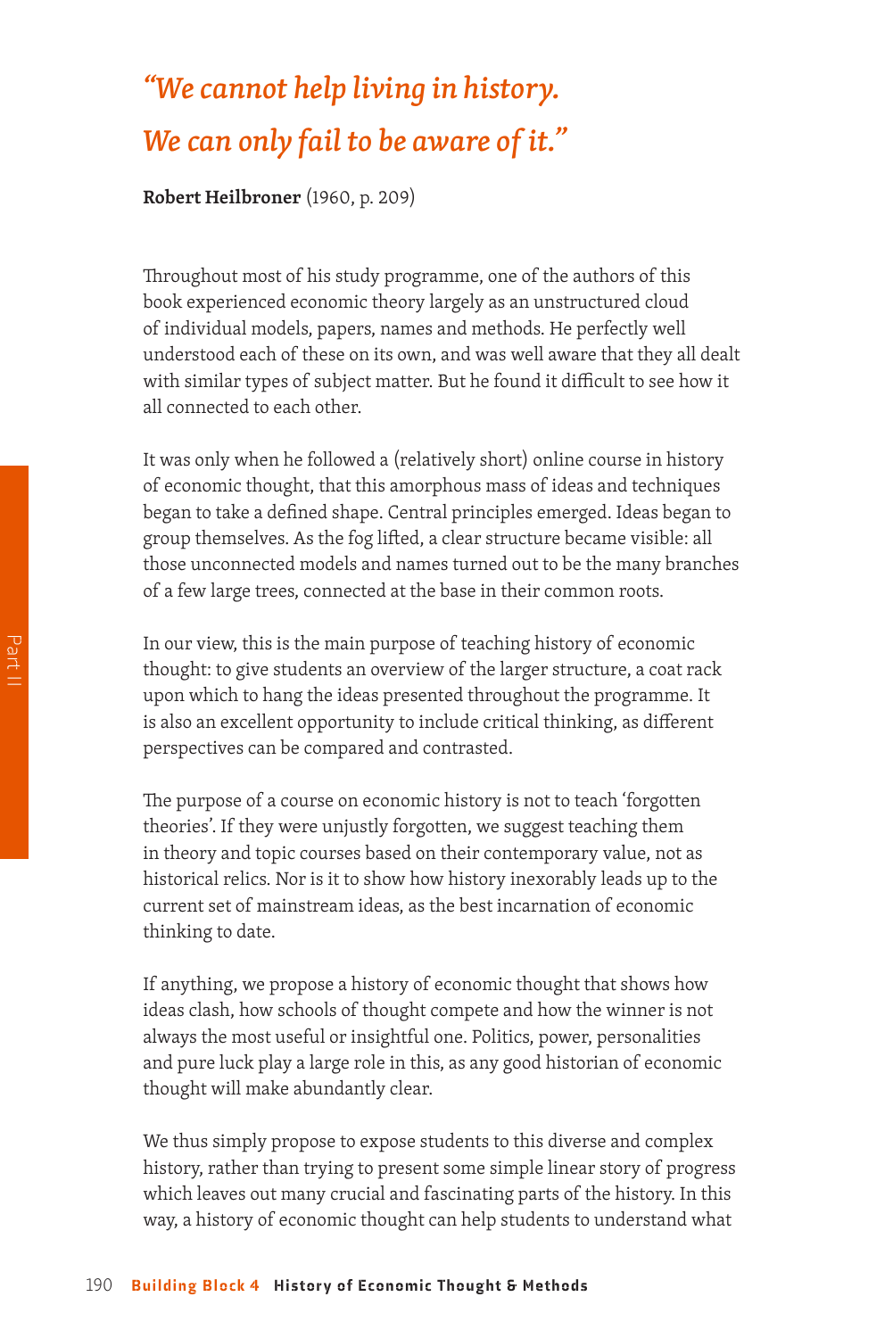*"We cannot help living in history.*
*We can only fail to be aware of it."*

**Robert Heilbroner** (1960, p. 209)

Throughout most of his study programme, one of the authors of this book experienced economic theory largely as an unstructured cloud of individual models, papers, names and methods. He perfectly well understood each of these on its own, and was well aware that they all dealt with similar types of subject matter. But he found it difficult to see how it all connected to each other.

It was only when he followed a (relatively short) online course in history of economic thought, that this amorphous mass of ideas and techniques began to take a defined shape. Central principles emerged. Ideas began to group themselves. As the fog lifted, a clear structure became visible: all those unconnected models and names turned out to be the many branches of a few large trees, connected at the base in their common roots.

In our view, this is the main purpose of teaching history of economic thought: to give students an overview of the larger structure, a coat rack upon which to hang the ideas presented throughout the programme. It is also an excellent opportunity to include critical thinking, as different perspectives can be compared and contrasted.

The purpose of a course on economic history is not to teach 'forgotten theories'. If they were unjustly forgotten, we suggest teaching them in theory and topic courses based on their contemporary value, not as historical relics. Nor is it to show how history inexorably leads up to the current set of mainstream ideas, as the best incarnation of economic thinking to date.

If anything, we propose a history of economic thought that shows how ideas clash, how schools of thought compete and how the winner is not always the most useful or insightful one. Politics, power, personalities and pure luck play a large role in this, as any good historian of economic thought will make abundantly clear.

We thus simply propose to expose students to this diverse and complex history, rather than trying to present some simple linear story of progress which leaves out many crucial and fascinating parts of the history. In this way, a history of economic thought can help students to understand what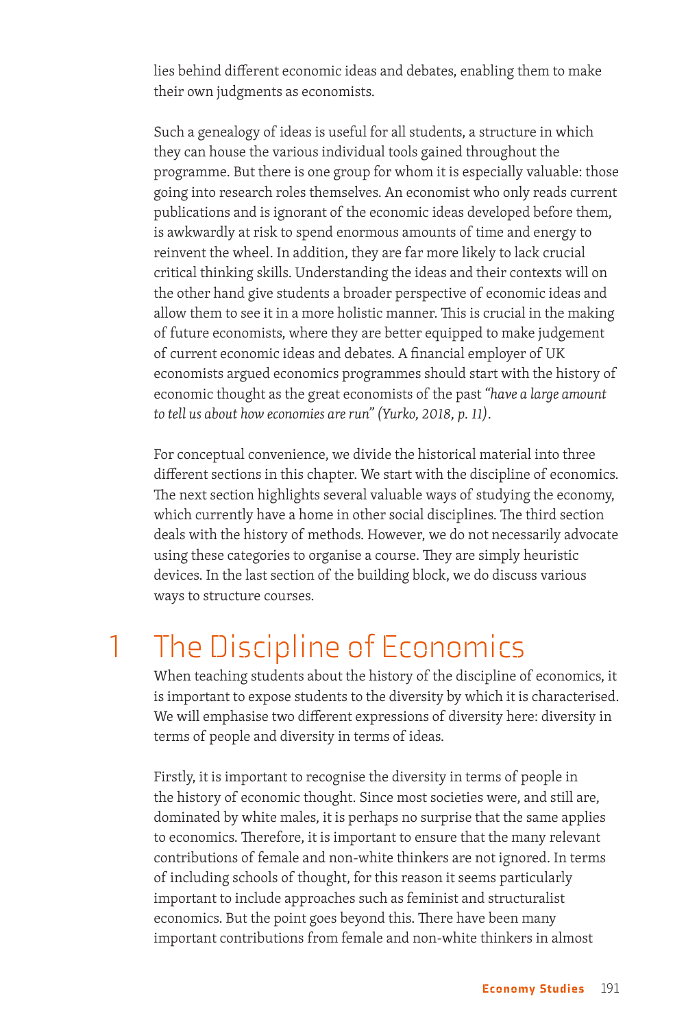lies behind different economic ideas and debates, enabling them to make their own judgments as economists.

Such a genealogy of ideas is useful for all students, a structure in which they can house the various individual tools gained throughout the programme. But there is one group for whom it is especially valuable: those going into research roles themselves. An economist who only reads current publications and is ignorant of the economic ideas developed before them, is awkwardly at risk to spend enormous amounts of time and energy to reinvent the wheel. In addition, they are far more likely to lack crucial critical thinking skills. Understanding the ideas and their contexts will on the other hand give students a broader perspective of economic ideas and allow them to see it in a more holistic manner. This is crucial in the making of future economists, where they are better equipped to make judgement of current economic ideas and debates. A financial employer of UK economists argued economics programmes should start with the history of economic thought as the great economists of the past *"have a large amount to tell us about how economies are run" (Yurko, 2018, p. 11)*.

For conceptual convenience, we divide the historical material into three different sections in this chapter. We start with the discipline of economics. The next section highlights several valuable ways of studying the economy, which currently have a home in other social disciplines. The third section deals with the history of methods. However, we do not necessarily advocate using these categories to organise a course. They are simply heuristic devices. In the last section of the building block, we do discuss various ways to structure courses.

# 1 The Discipline of Economics

When teaching students about the history of the discipline of economics, it is important to expose students to the diversity by which it is characterised. We will emphasise two different expressions of diversity here: diversity in terms of people and diversity in terms of ideas.

Firstly, it is important to recognise the diversity in terms of people in the history of economic thought. Since most societies were, and still are, dominated by white males, it is perhaps no surprise that the same applies to economics. Therefore, it is important to ensure that the many relevant contributions of female and non-white thinkers are not ignored. In terms of including schools of thought, for this reason it seems particularly important to include approaches such as feminist and structuralist economics. But the point goes beyond this. There have been many important contributions from female and non-white thinkers in almost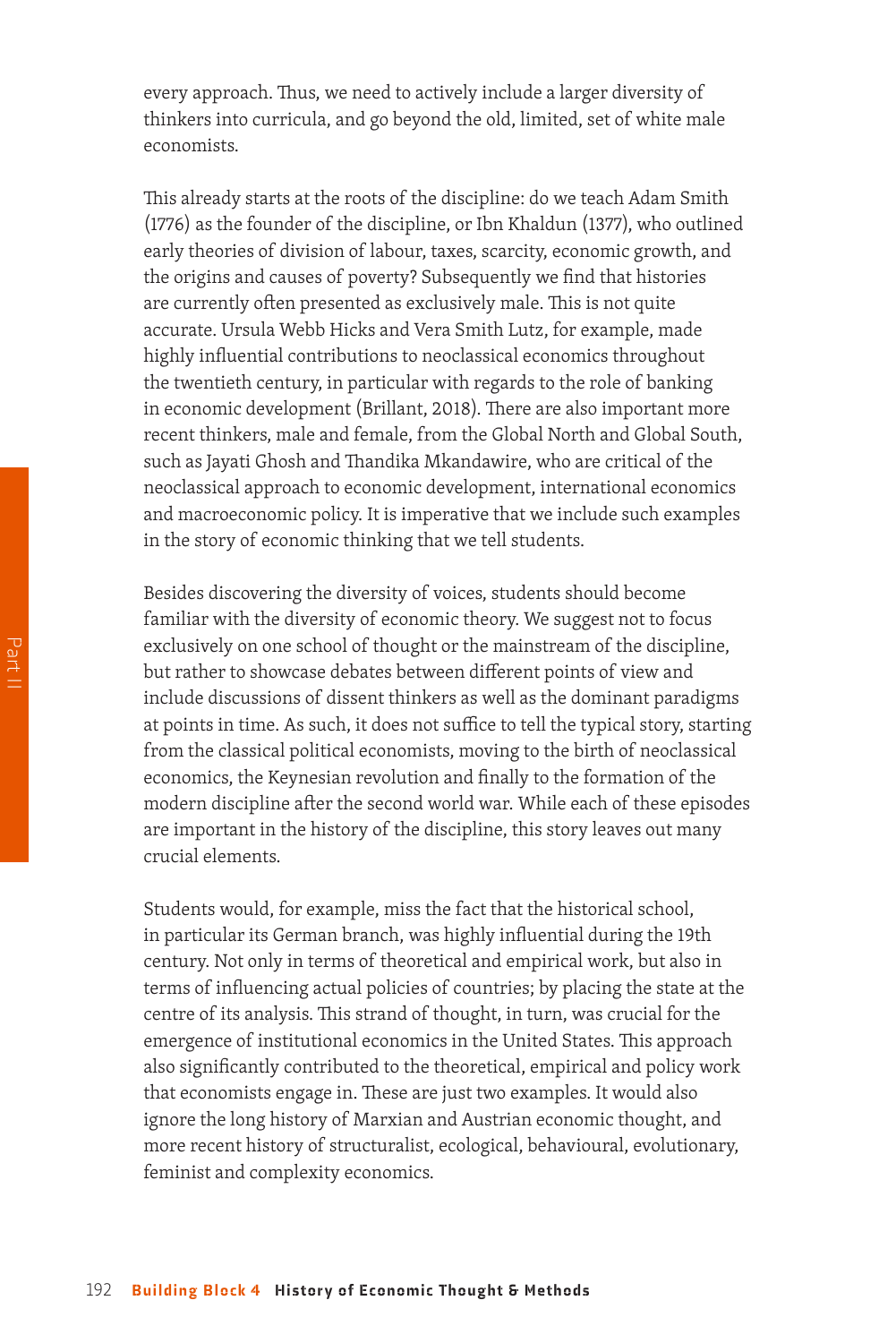every approach. Thus, we need to actively include a larger diversity of thinkers into curricula, and go beyond the old, limited, set of white male economists.

This already starts at the roots of the discipline: do we teach Adam Smith (1776) as the founder of the discipline, or Ibn Khaldun (1377), who outlined early theories of division of labour, taxes, scarcity, economic growth, and the origins and causes of poverty? Subsequently we find that histories are currently often presented as exclusively male. This is not quite accurate. Ursula Webb Hicks and Vera Smith Lutz, for example, made highly influential contributions to neoclassical economics throughout the twentieth century, in particular with regards to the role of banking in economic development (Brillant, 2018). There are also important more recent thinkers, male and female, from the Global North and Global South, such as Jayati Ghosh and Thandika Mkandawire, who are critical of the neoclassical approach to economic development, international economics and macroeconomic policy. It is imperative that we include such examples in the story of economic thinking that we tell students.

Besides discovering the diversity of voices, students should become familiar with the diversity of economic theory. We suggest not to focus exclusively on one school of thought or the mainstream of the discipline, but rather to showcase debates between different points of view and include discussions of dissent thinkers as well as the dominant paradigms at points in time. As such, it does not suffice to tell the typical story, starting from the classical political economists, moving to the birth of neoclassical economics, the Keynesian revolution and finally to the formation of the modern discipline after the second world war. While each of these episodes are important in the history of the discipline, this story leaves out many crucial elements.

Students would, for example, miss the fact that the historical school, in particular its German branch, was highly influential during the 19th century. Not only in terms of theoretical and empirical work, but also in terms of influencing actual policies of countries; by placing the state at the centre of its analysis. This strand of thought, in turn, was crucial for the emergence of institutional economics in the United States. This approach also significantly contributed to the theoretical, empirical and policy work that economists engage in. These are just two examples. It would also ignore the long history of Marxian and Austrian economic thought, and more recent history of structuralist, ecological, behavioural, evolutionary, feminist and complexity economics.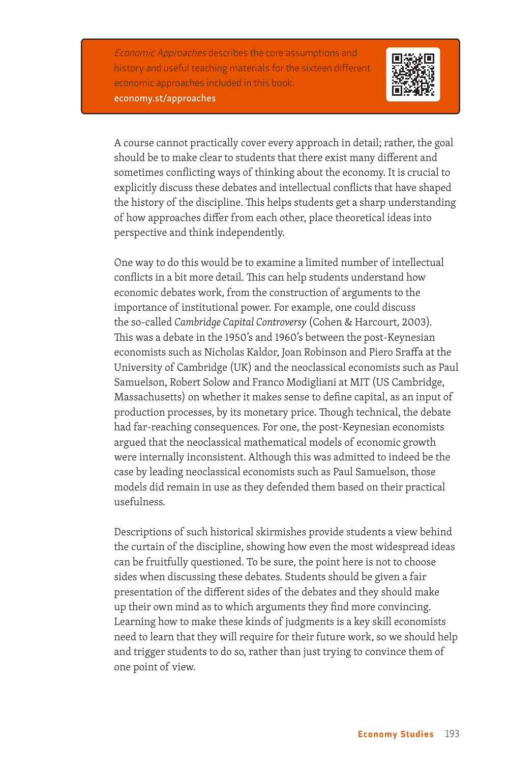> *Economic Approaches* describes the core assumptions and history and useful teaching materials for the sixteen different economic approaches included in this book.
> **economy.st/approaches**

A course cannot practically cover every approach in detail; rather, the goal should be to make clear to students that there exist many different and sometimes conflicting ways of thinking about the economy. It is crucial to explicitly discuss these debates and intellectual conflicts that have shaped the history of the discipline. This helps students get a sharp understanding of how approaches differ from each other, place theoretical ideas into perspective and think independently.

One way to do this would be to examine a limited number of intellectual conflicts in a bit more detail. This can help students understand how economic debates work, from the construction of arguments to the importance of institutional power. For example, one could discuss the so-called *Cambridge Capital Controversy* (Cohen & Harcourt, 2003). This was a debate in the 1950's and 1960's between the post-Keynesian economists such as Nicholas Kaldor, Joan Robinson and Piero Sraffa at the University of Cambridge (UK) and the neoclassical economists such as Paul Samuelson, Robert Solow and Franco Modigliani at MIT (US Cambridge, Massachusetts) on whether it makes sense to define capital, as an input of production processes, by its monetary price. Though technical, the debate had far-reaching consequences. For one, the post-Keynesian economists argued that the neoclassical mathematical models of economic growth were internally inconsistent. Although this was admitted to indeed be the case by leading neoclassical economists such as Paul Samuelson, those models did remain in use as they defended them based on their practical usefulness.

Descriptions of such historical skirmishes provide students a view behind the curtain of the discipline, showing how even the most widespread ideas can be fruitfully questioned. To be sure, the point here is not to choose sides when discussing these debates. Students should be given a fair presentation of the different sides of the debates and they should make up their own mind as to which arguments they find more convincing. Learning how to make these kinds of judgments is a key skill economists need to learn that they will require for their future work, so we should help and trigger students to do so, rather than just trying to convince them of one point of view.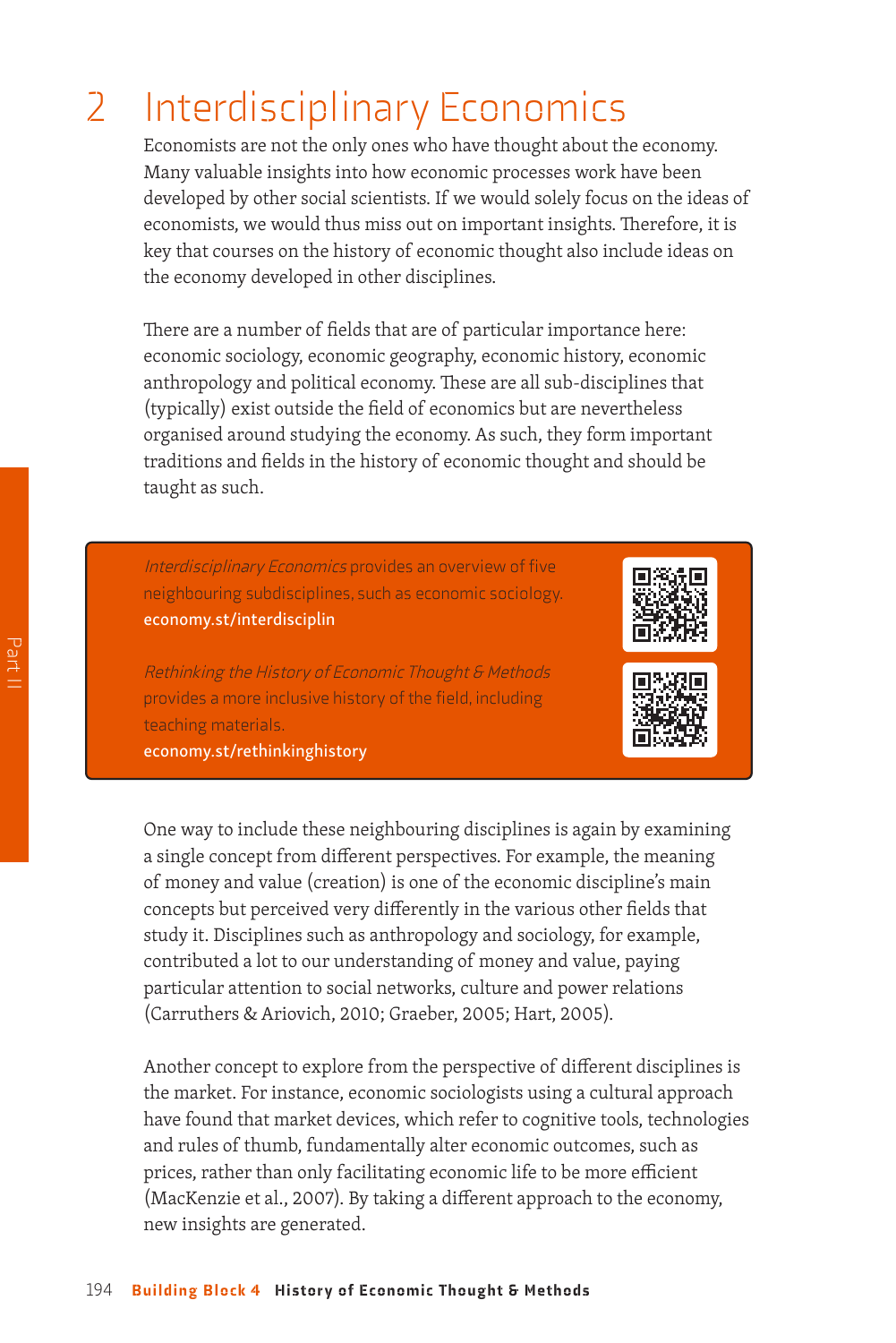## 2 Interdisciplinary Economics

Economists are not the only ones who have thought about the economy. Many valuable insights into how economic processes work have been developed by other social scientists. If we would solely focus on the ideas of economists, we would thus miss out on important insights. Therefore, it is key that courses on the history of economic thought also include ideas on the economy developed in other disciplines.

There are a number of fields that are of particular importance here: economic sociology, economic geography, economic history, economic anthropology and political economy. These are all sub-disciplines that (typically) exist outside the field of economics but are nevertheless organised around studying the economy. As such, they form important traditions and fields in the history of economic thought and should be taught as such.

> *Interdisciplinary Economics* provides an overview of five neighbouring subdisciplines, such as economic sociology.
> **economy.st/interdisciplin**
>
> *Rethinking the History of Economic Thought & Methods* provides a more inclusive history of the field, including teaching materials.
> **economy.st/rethinkinghistory**

One way to include these neighbouring disciplines is again by examining a single concept from different perspectives. For example, the meaning of money and value (creation) is one of the economic discipline's main concepts but perceived very differently in the various other fields that study it. Disciplines such as anthropology and sociology, for example, contributed a lot to our understanding of money and value, paying particular attention to social networks, culture and power relations (Carruthers & Ariovich, 2010; Graeber, 2005; Hart, 2005).

Another concept to explore from the perspective of different disciplines is the market. For instance, economic sociologists using a cultural approach have found that market devices, which refer to cognitive tools, technologies and rules of thumb, fundamentally alter economic outcomes, such as prices, rather than only facilitating economic life to be more efficient (MacKenzie et al., 2007). By taking a different approach to the economy, new insights are generated.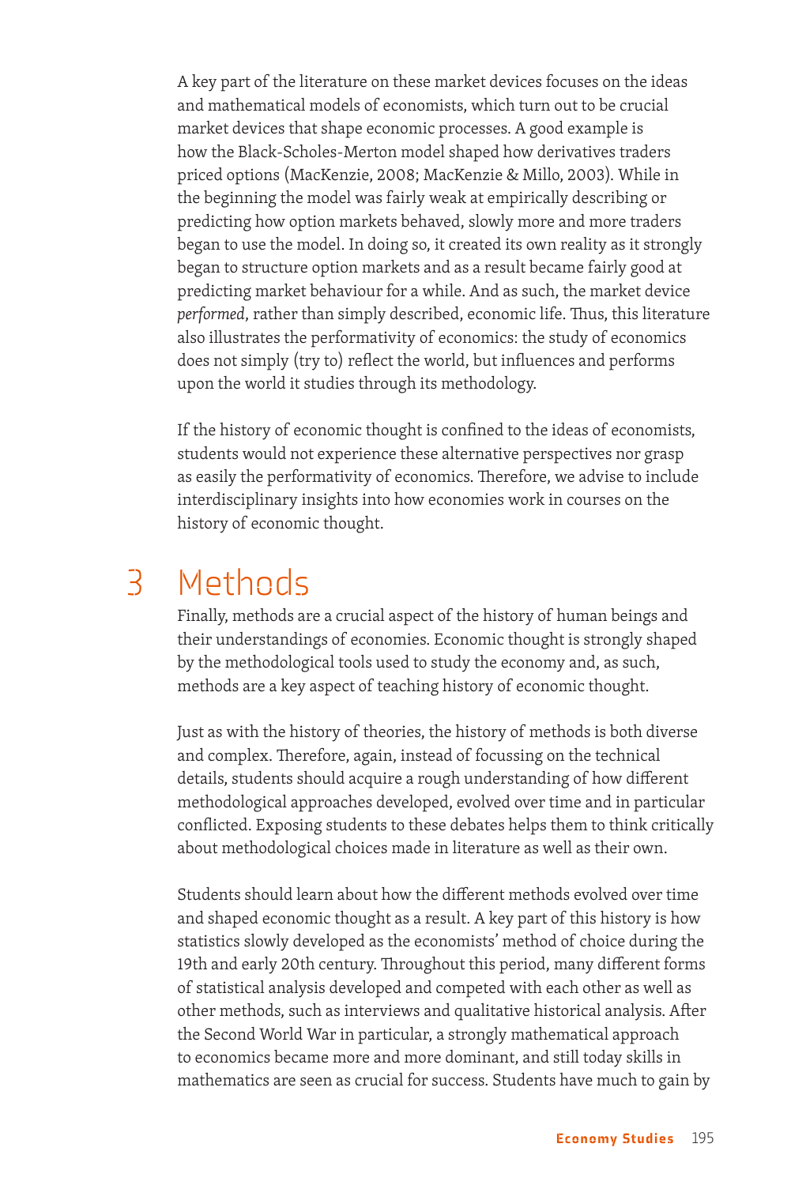A key part of the literature on these market devices focuses on the ideas and mathematical models of economists, which turn out to be crucial market devices that shape economic processes. A good example is how the Black-Scholes-Merton model shaped how derivatives traders priced options (MacKenzie, 2008; MacKenzie & Millo, 2003). While in the beginning the model was fairly weak at empirically describing or predicting how option markets behaved, slowly more and more traders began to use the model. In doing so, it created its own reality as it strongly began to structure option markets and as a result became fairly good at predicting market behaviour for a while. And as such, the market device *performed*, rather than simply described, economic life. Thus, this literature also illustrates the performativity of economics: the study of economics does not simply (try to) reflect the world, but influences and performs upon the world it studies through its methodology.

If the history of economic thought is confined to the ideas of economists, students would not experience these alternative perspectives nor grasp as easily the performativity of economics. Therefore, we advise to include interdisciplinary insights into how economies work in courses on the history of economic thought.

# 3 Methods

Finally, methods are a crucial aspect of the history of human beings and their understandings of economies. Economic thought is strongly shaped by the methodological tools used to study the economy and, as such, methods are a key aspect of teaching history of economic thought.

Just as with the history of theories, the history of methods is both diverse and complex. Therefore, again, instead of focussing on the technical details, students should acquire a rough understanding of how different methodological approaches developed, evolved over time and in particular conflicted. Exposing students to these debates helps them to think critically about methodological choices made in literature as well as their own.

Students should learn about how the different methods evolved over time and shaped economic thought as a result. A key part of this history is how statistics slowly developed as the economists' method of choice during the 19th and early 20th century. Throughout this period, many different forms of statistical analysis developed and competed with each other as well as other methods, such as interviews and qualitative historical analysis. After the Second World War in particular, a strongly mathematical approach to economics became more and more dominant, and still today skills in mathematics are seen as crucial for success. Students have much to gain by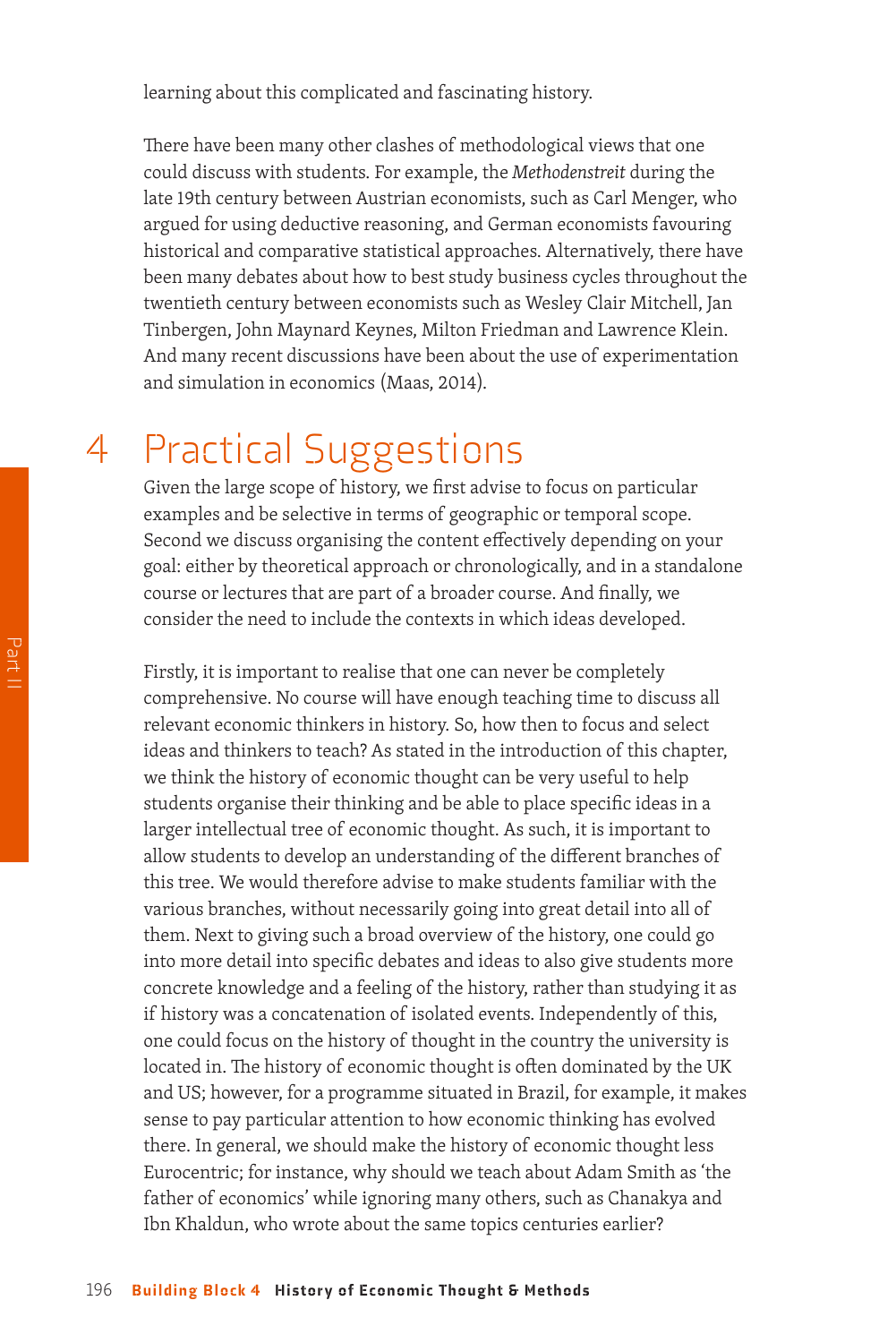learning about this complicated and fascinating history.

There have been many other clashes of methodological views that one could discuss with students. For example, the *Methodenstreit* during the late 19th century between Austrian economists, such as Carl Menger, who argued for using deductive reasoning, and German economists favouring historical and comparative statistical approaches. Alternatively, there have been many debates about how to best study business cycles throughout the twentieth century between economists such as Wesley Clair Mitchell, Jan Tinbergen, John Maynard Keynes, Milton Friedman and Lawrence Klein. And many recent discussions have been about the use of experimentation and simulation in economics (Maas, 2014).

# 4 Practical Suggestions

Given the large scope of history, we first advise to focus on particular examples and be selective in terms of geographic or temporal scope. Second we discuss organising the content effectively depending on your goal: either by theoretical approach or chronologically, and in a standalone course or lectures that are part of a broader course. And finally, we consider the need to include the contexts in which ideas developed.

Firstly, it is important to realise that one can never be completely comprehensive. No course will have enough teaching time to discuss all relevant economic thinkers in history. So, how then to focus and select ideas and thinkers to teach? As stated in the introduction of this chapter, we think the history of economic thought can be very useful to help students organise their thinking and be able to place specific ideas in a larger intellectual tree of economic thought. As such, it is important to allow students to develop an understanding of the different branches of this tree. We would therefore advise to make students familiar with the various branches, without necessarily going into great detail into all of them. Next to giving such a broad overview of the history, one could go into more detail into specific debates and ideas to also give students more concrete knowledge and a feeling of the history, rather than studying it as if history was a concatenation of isolated events. Independently of this, one could focus on the history of thought in the country the university is located in. The history of economic thought is often dominated by the UK and US; however, for a programme situated in Brazil, for example, it makes sense to pay particular attention to how economic thinking has evolved there. In general, we should make the history of economic thought less Eurocentric; for instance, why should we teach about Adam Smith as 'the father of economics' while ignoring many others, such as Chanakya and Ibn Khaldun, who wrote about the same topics centuries earlier?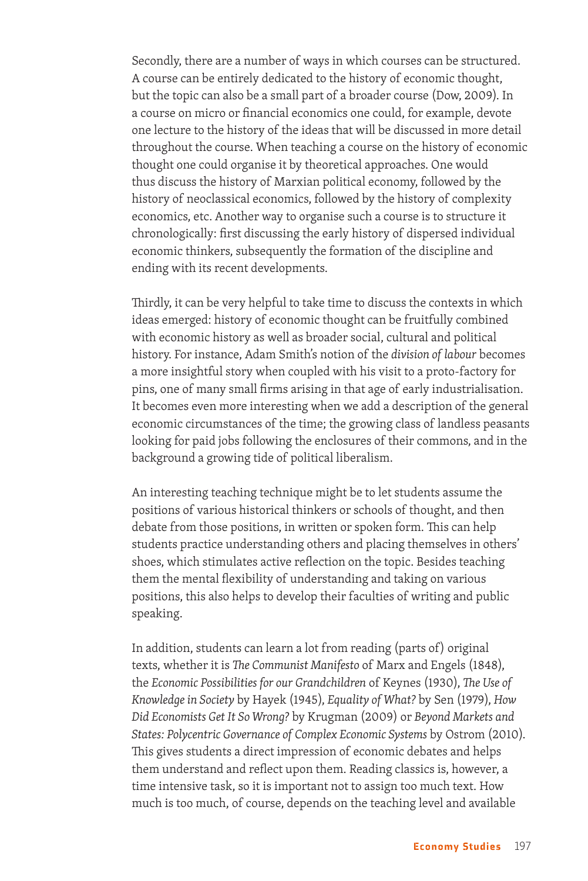Secondly, there are a number of ways in which courses can be structured. A course can be entirely dedicated to the history of economic thought, but the topic can also be a small part of a broader course (Dow, 2009). In a course on micro or financial economics one could, for example, devote one lecture to the history of the ideas that will be discussed in more detail throughout the course. When teaching a course on the history of economic thought one could organise it by theoretical approaches. One would thus discuss the history of Marxian political economy, followed by the history of neoclassical economics, followed by the history of complexity economics, etc. Another way to organise such a course is to structure it chronologically: first discussing the early history of dispersed individual economic thinkers, subsequently the formation of the discipline and ending with its recent developments.

Thirdly, it can be very helpful to take time to discuss the contexts in which ideas emerged: history of economic thought can be fruitfully combined with economic history as well as broader social, cultural and political history. For instance, Adam Smith's notion of the *division of labour* becomes a more insightful story when coupled with his visit to a proto-factory for pins, one of many small firms arising in that age of early industrialisation. It becomes even more interesting when we add a description of the general economic circumstances of the time; the growing class of landless peasants looking for paid jobs following the enclosures of their commons, and in the background a growing tide of political liberalism.

An interesting teaching technique might be to let students assume the positions of various historical thinkers or schools of thought, and then debate from those positions, in written or spoken form. This can help students practice understanding others and placing themselves in others' shoes, which stimulates active reflection on the topic. Besides teaching them the mental flexibility of understanding and taking on various positions, this also helps to develop their faculties of writing and public speaking.

In addition, students can learn a lot from reading (parts of) original texts, whether it is *The Communist Manifesto* of Marx and Engels (1848), the *Economic Possibilities for our Grandchildren* of Keynes (1930), *The Use of Knowledge in Society* by Hayek (1945), *Equality of What?* by Sen (1979), *How Did Economists Get It So Wrong?* by Krugman (2009) or *Beyond Markets and States: Polycentric Governance of Complex Economic Systems* by Ostrom (2010). This gives students a direct impression of economic debates and helps them understand and reflect upon them. Reading classics is, however, a time intensive task, so it is important not to assign too much text. How much is too much, of course, depends on the teaching level and available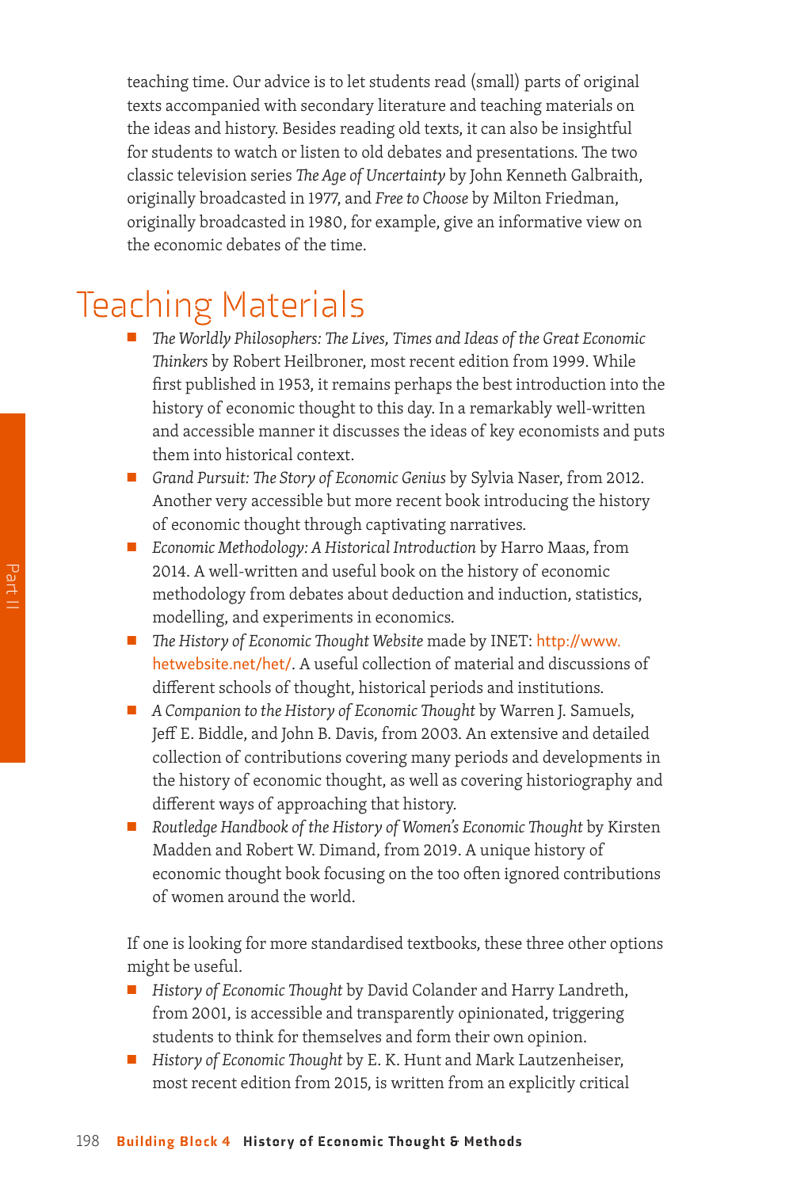teaching time. Our advice is to let students read (small) parts of original texts accompanied with secondary literature and teaching materials on the ideas and history. Besides reading old texts, it can also be insightful for students to watch or listen to old debates and presentations. The two classic television series *The Age of Uncertainty* by John Kenneth Galbraith, originally broadcasted in 1977, and *Free to Choose* by Milton Friedman, originally broadcasted in 1980, for example, give an informative view on the economic debates of the time.

# Teaching Materials

- *The Worldly Philosophers: The Lives, Times and Ideas of the Great Economic Thinkers* by Robert Heilbroner, most recent edition from 1999. While first published in 1953, it remains perhaps the best introduction into the history of economic thought to this day. In a remarkably well-written and accessible manner it discusses the ideas of key economists and puts them into historical context.
- *Grand Pursuit: The Story of Economic Genius* by Sylvia Naser, from 2012. Another very accessible but more recent book introducing the history of economic thought through captivating narratives.
- *Economic Methodology: A Historical Introduction* by Harro Maas, from 2014. A well-written and useful book on the history of economic methodology from debates about deduction and induction, statistics, modelling, and experiments in economics.
- *The History of Economic Thought Website* made by INET: http://www.hetwebsite.net/het/. A useful collection of material and discussions of different schools of thought, historical periods and institutions.
- *A Companion to the History of Economic Thought* by Warren J. Samuels, Jeff E. Biddle, and John B. Davis, from 2003. An extensive and detailed collection of contributions covering many periods and developments in the history of economic thought, as well as covering historiography and different ways of approaching that history.
- *Routledge Handbook of the History of Women's Economic Thought* by Kirsten Madden and Robert W. Dimand, from 2019. A unique history of economic thought book focusing on the too often ignored contributions of women around the world.

If one is looking for more standardised textbooks, these three other options might be useful.

- *History of Economic Thought* by David Colander and Harry Landreth, from 2001, is accessible and transparently opinionated, triggering students to think for themselves and form their own opinion.
- *History of Economic Thought* by E. K. Hunt and Mark Lautzenheiser, most recent edition from 2015, is written from an explicitly critical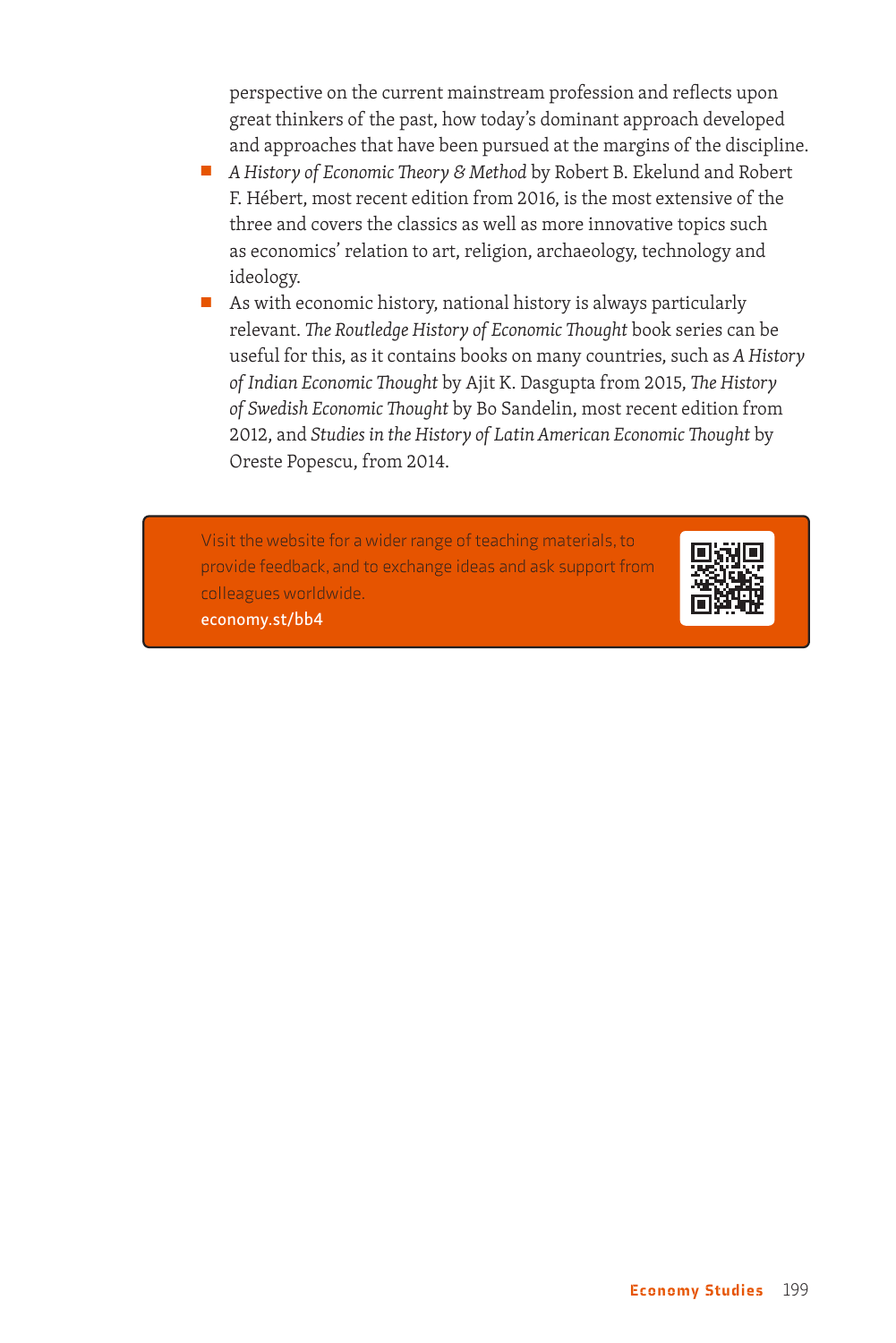perspective on the current mainstream profession and reflects upon great thinkers of the past, how today's dominant approach developed and approaches that have been pursued at the margins of the discipline.

- *A History of Economic Theory & Method* by Robert B. Ekelund and Robert F. Hébert, most recent edition from 2016, is the most extensive of the three and covers the classics as well as more innovative topics such as economics' relation to art, religion, archaeology, technology and ideology.
- As with economic history, national history is always particularly relevant. *The Routledge History of Economic Thought* book series can be useful for this, as it contains books on many countries, such as *A History of Indian Economic Thought* by Ajit K. Dasgupta from 2015, *The History of Swedish Economic Thought* by Bo Sandelin, most recent edition from 2012, and *Studies in the History of Latin American Economic Thought* by Oreste Popescu, from 2014.

Visit the website for a wider range of teaching materials, to provide feedback, and to exchange ideas and ask support from colleagues worldwide.
economy.st/bb4